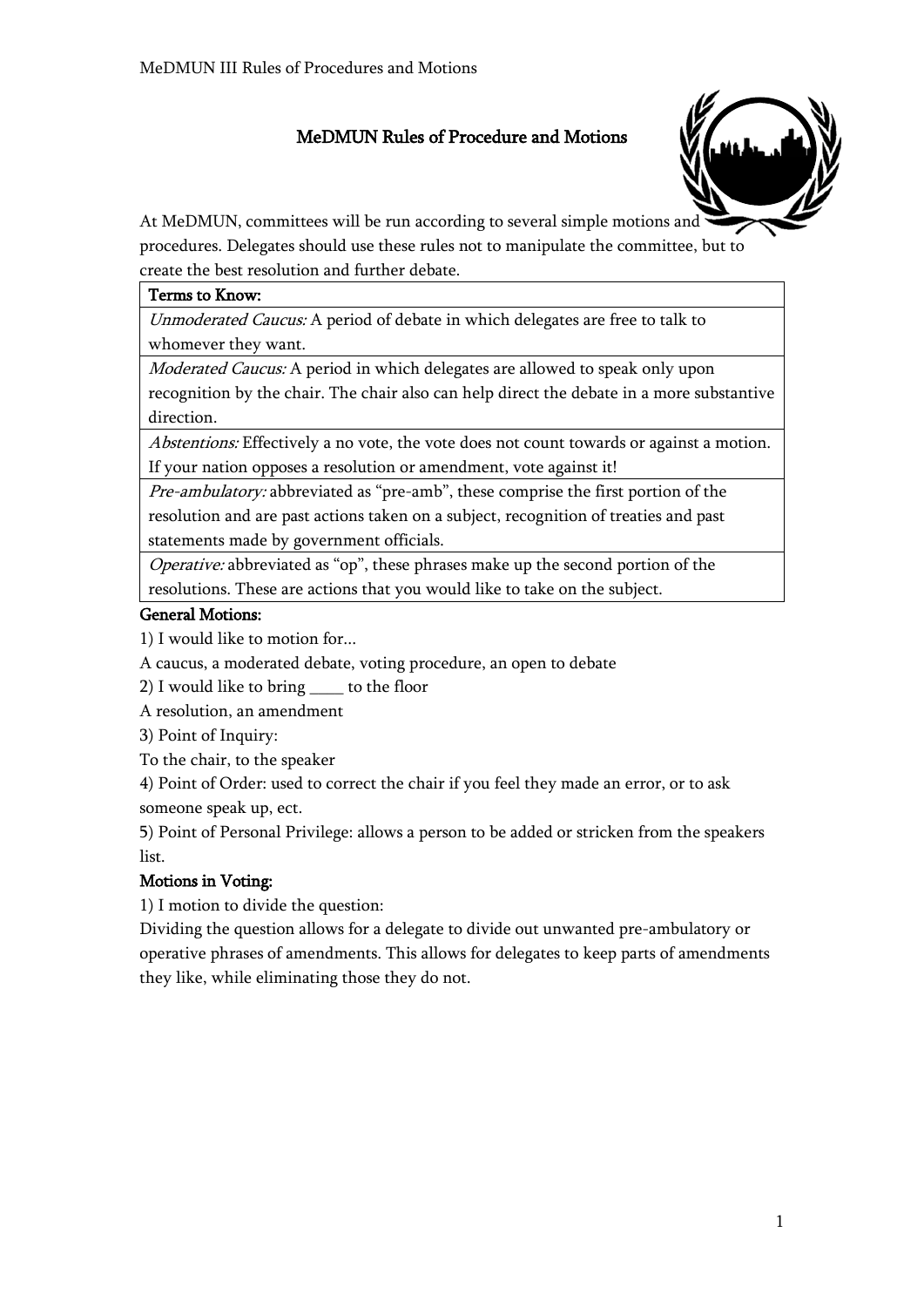# MeDMUN Rules of Procedure and Motions

At MeDMUN, committees will be run according to several simple motions and procedures. Delegates should use these rules not to manipulate the committee, but to create the best resolution and further debate.

| Terms to Know: |
| --- |
| *Unmoderated Caucus:* A period of debate in which delegates are free to talk to whomever they want. |
| *Moderated Caucus:* A period in which delegates are allowed to speak only upon recognition by the chair. The chair also can help direct the debate in a more substantive direction. |
| *Abstentions:* Effectively a no vote, the vote does not count towards or against a motion. If your nation opposes a resolution or amendment, vote against it! |
| *Pre-ambulatory:* abbreviated as "pre-amb", these comprise the first portion of the resolution and are past actions taken on a subject, recognition of treaties and past statements made by government officials. |
| *Operative:* abbreviated as "op", these phrases make up the second portion of the resolutions. These are actions that you would like to take on the subject. |

## General Motions:

1) I would like to motion for...

A caucus, a moderated debate, voting procedure, an open to debate

2) I would like to bring ____ to the floor

A resolution, an amendment

3) Point of Inquiry:

To the chair, to the speaker

4) Point of Order: used to correct the chair if you feel they made an error, or to ask someone speak up, ect.

5) Point of Personal Privilege: allows a person to be added or stricken from the speakers list.

## Motions in Voting:

1) I motion to divide the question:

Dividing the question allows for a delegate to divide out unwanted pre-ambulatory or operative phrases of amendments. This allows for delegates to keep parts of amendments they like, while eliminating those they do not.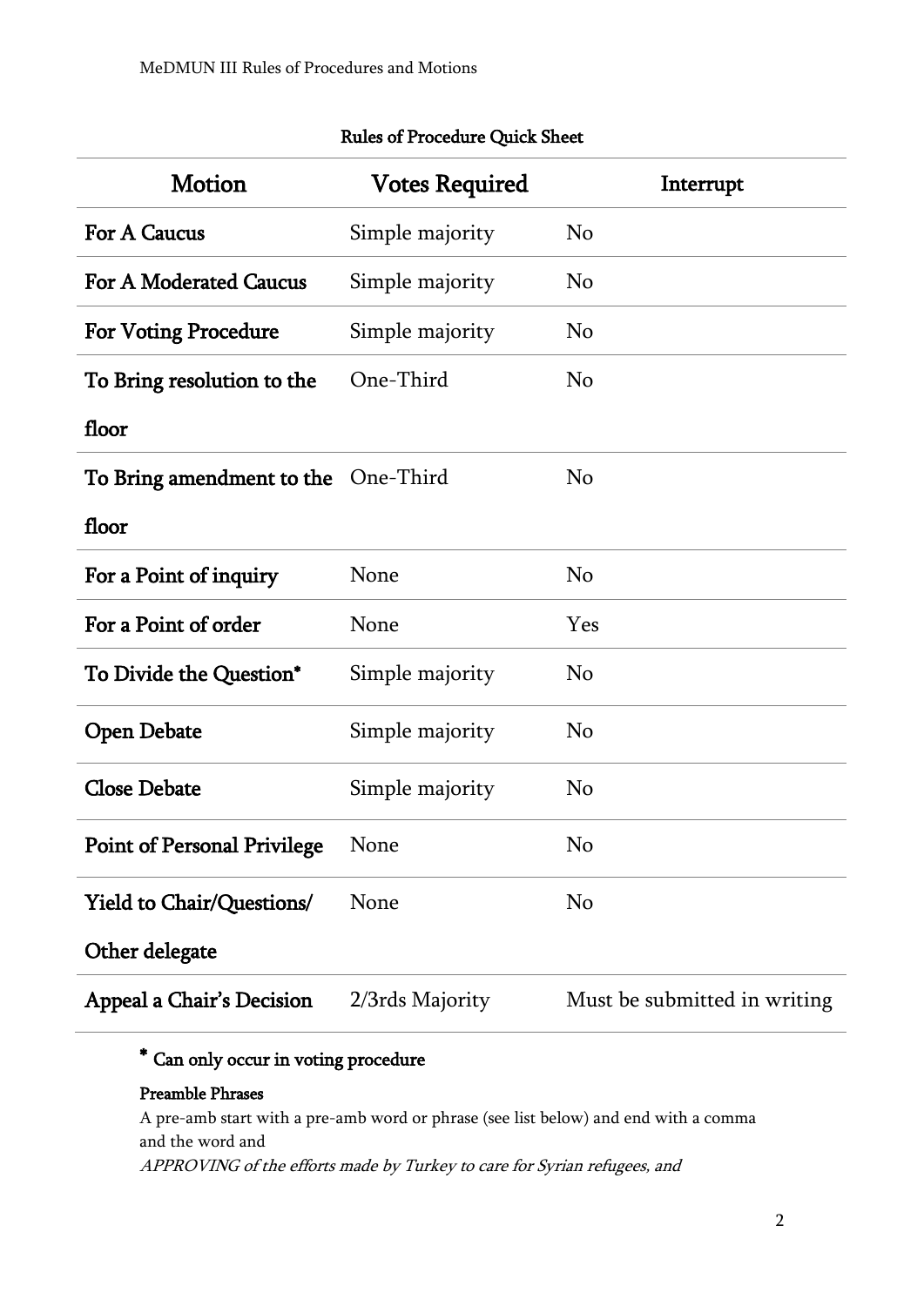## Rules of Procedure Quick Sheet

| Motion | Votes Required | Interrupt |
|---|---|---|
| **For A Caucus** | Simple majority | No |
| **For A Moderated Caucus** | Simple majority | No |
| **For Voting Procedure** | Simple majority | No |
| **To Bring resolution to the floor** | One-Third | No |
| **To Bring amendment to the floor** | One-Third | No |
| **For a Point of inquiry** | None | No |
| **For a Point of order** | None | Yes |
| **To Divide the Question*** | Simple majority | No |
| **Open Debate** | Simple majority | No |
| **Close Debate** | Simple majority | No |
| **Point of Personal Privilege** | None | No |
| **Yield to Chair/Questions/ Other delegate** | None | No |
| **Appeal a Chair's Decision** | 2/3rds Majority | Must be submitted in writing |

**\* Can only occur in voting procedure**

**Preamble Phrases**

A pre-amb start with a pre-amb word or phrase (see list below) and end with a comma and the word and

*APPROVING of the efforts made by Turkey to care for Syrian refugees, and*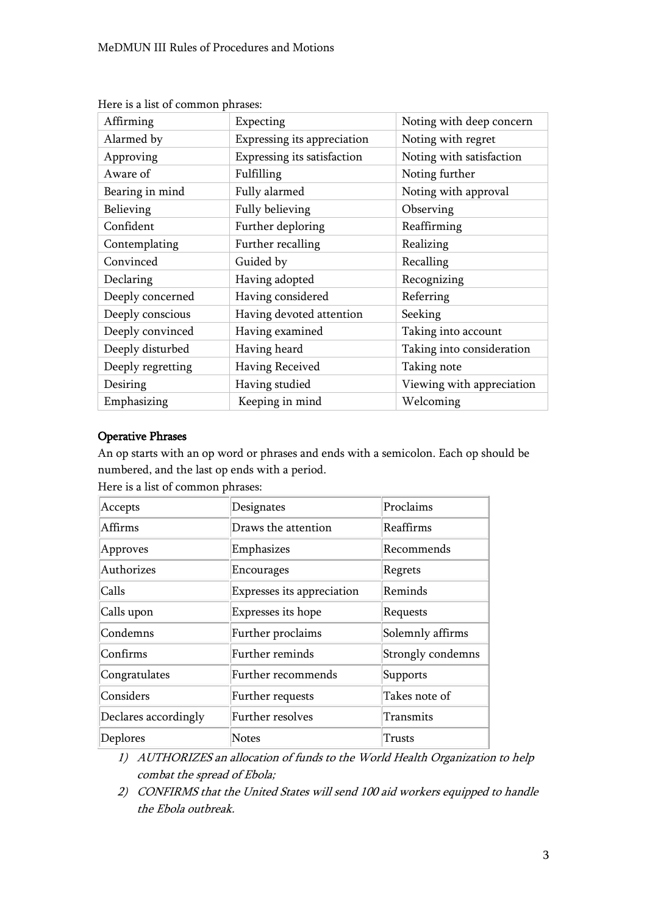Here is a list of common phrases:

| | | |
|---|---|---|
| Affirming | Expecting | Noting with deep concern |
| Alarmed by | Expressing its appreciation | Noting with regret |
| Approving | Expressing its satisfaction | Noting with satisfaction |
| Aware of | Fulfilling | Noting further |
| Bearing in mind | Fully alarmed | Noting with approval |
| Believing | Fully believing | Observing |
| Confident | Further deploring | Reaffirming |
| Contemplating | Further recalling | Realizing |
| Convinced | Guided by | Recalling |
| Declaring | Having adopted | Recognizing |
| Deeply concerned | Having considered | Referring |
| Deeply conscious | Having devoted attention | Seeking |
| Deeply convinced | Having examined | Taking into account |
| Deeply disturbed | Having heard | Taking into consideration |
| Deeply regretting | Having Received | Taking note |
| Desiring | Having studied | Viewing with appreciation |
| Emphasizing | Keeping in mind | Welcoming |

**Operative Phrases**

An op starts with an op word or phrases and ends with a semicolon. Each op should be numbered, and the last op ends with a period.

Here is a list of common phrases:

| | | |
|---|---|---|
| Accepts | Designates | Proclaims |
| Affirms | Draws the attention | Reaffirms |
| Approves | Emphasizes | Recommends |
| Authorizes | Encourages | Regrets |
| Calls | Expresses its appreciation | Reminds |
| Calls upon | Expresses its hope | Requests |
| Condemns | Further proclaims | Solemnly affirms |
| Confirms | Further reminds | Strongly condemns |
| Congratulates | Further recommends | Supports |
| Considers | Further requests | Takes note of |
| Declares accordingly | Further resolves | Transmits |
| Deplores | Notes | Trusts |

1) *AUTHORIZES an allocation of funds to the World Health Organization to help combat the spread of Ebola;*
2) *CONFIRMS that the United States will send 100 aid workers equipped to handle the Ebola outbreak.*